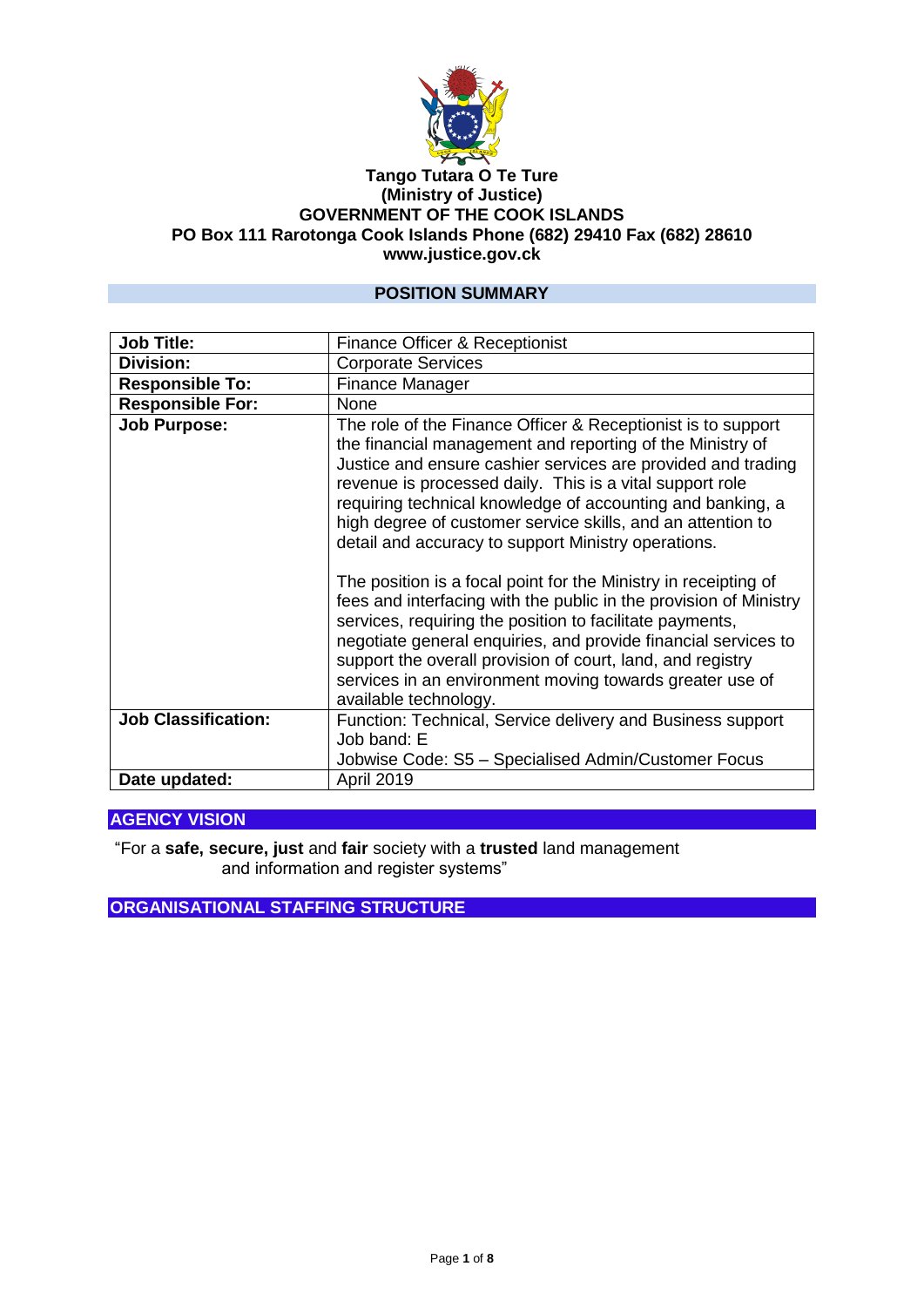**Tango Tutara O Te Ture**
**(Ministry of Justice)**
**GOVERNMENT OF THE COOK ISLANDS**
**PO Box 111 Rarotonga Cook Islands Phone (682) 29410 Fax (682) 28610**
**www.justice.gov.ck**

## POSITION SUMMARY

| | |
|---|---|
| **Job Title:** | Finance Officer & Receptionist |
| **Division:** | Corporate Services |
| **Responsible To:** | Finance Manager |
| **Responsible For:** | None |
| **Job Purpose:** | The role of the Finance Officer & Receptionist is to support the financial management and reporting of the Ministry of Justice and ensure cashier services are provided and trading revenue is processed daily. This is a vital support role requiring technical knowledge of accounting and banking, a high degree of customer service skills, and an attention to detail and accuracy to support Ministry operations.<br><br>The position is a focal point for the Ministry in receipting of fees and interfacing with the public in the provision of Ministry services, requiring the position to facilitate payments, negotiate general enquiries, and provide financial services to support the overall provision of court, land, and registry services in an environment moving towards greater use of available technology. |
| **Job Classification:** | Function: Technical, Service delivery and Business support<br>Job band: E<br>Jobwise Code: S5 – Specialised Admin/Customer Focus |
| **Date updated:** | April 2019 |

## AGENCY VISION

"For a **safe, secure, just** and **fair** society with a **trusted** land management and information and register systems"

## ORGANISATIONAL STAFFING STRUCTURE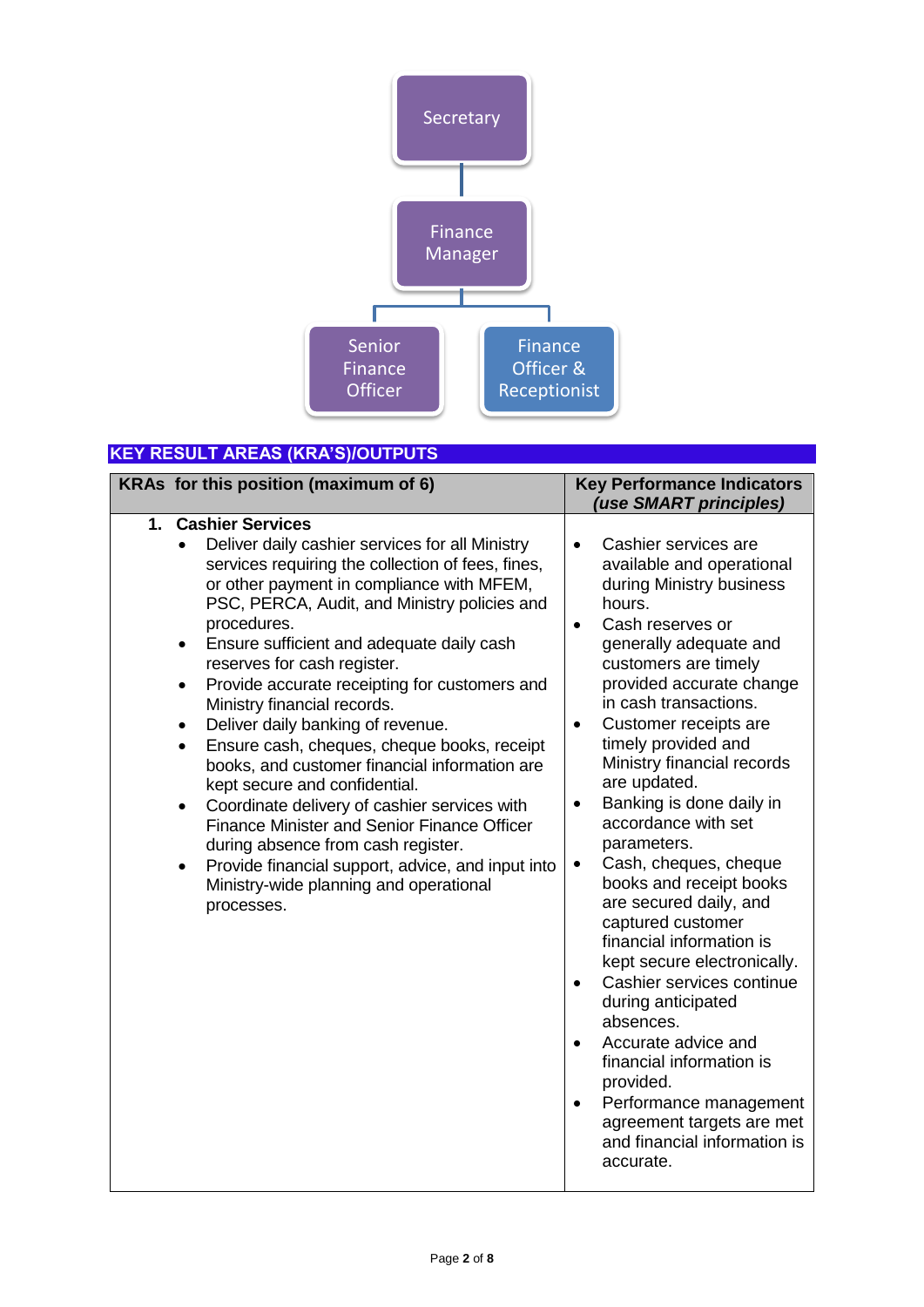Secretary

Finance Manager

Senior Finance Officer

Finance Officer & Receptionist

## KEY RESULT AREAS (KRA'S)/OUTPUTS

| KRAs for this position (maximum of 6) | Key Performance Indicators *(use SMART principles)* |
|---|---|
| **1. Cashier Services**<br>• Deliver daily cashier services for all Ministry services requiring the collection of fees, fines, or other payment in compliance with MFEM, PSC, PERCA, Audit, and Ministry policies and procedures.<br>• Ensure sufficient and adequate daily cash reserves for cash register.<br>• Provide accurate receipting for customers and Ministry financial records.<br>• Deliver daily banking of revenue.<br>• Ensure cash, cheques, cheque books, receipt books, and customer financial information are kept secure and confidential.<br>• Coordinate delivery of cashier services with Finance Minister and Senior Finance Officer during absence from cash register.<br>• Provide financial support, advice, and input into Ministry-wide planning and operational processes. | • Cashier services are available and operational during Ministry business hours.<br>• Cash reserves or generally adequate and customers are timely provided accurate change in cash transactions.<br>• Customer receipts are timely provided and Ministry financial records are updated.<br>• Banking is done daily in accordance with set parameters.<br>• Cash, cheques, cheque books and receipt books are secured daily, and captured customer financial information is kept secure electronically.<br>• Cashier services continue during anticipated absences.<br>• Accurate advice and financial information is provided.<br>• Performance management agreement targets are met and financial information is accurate. |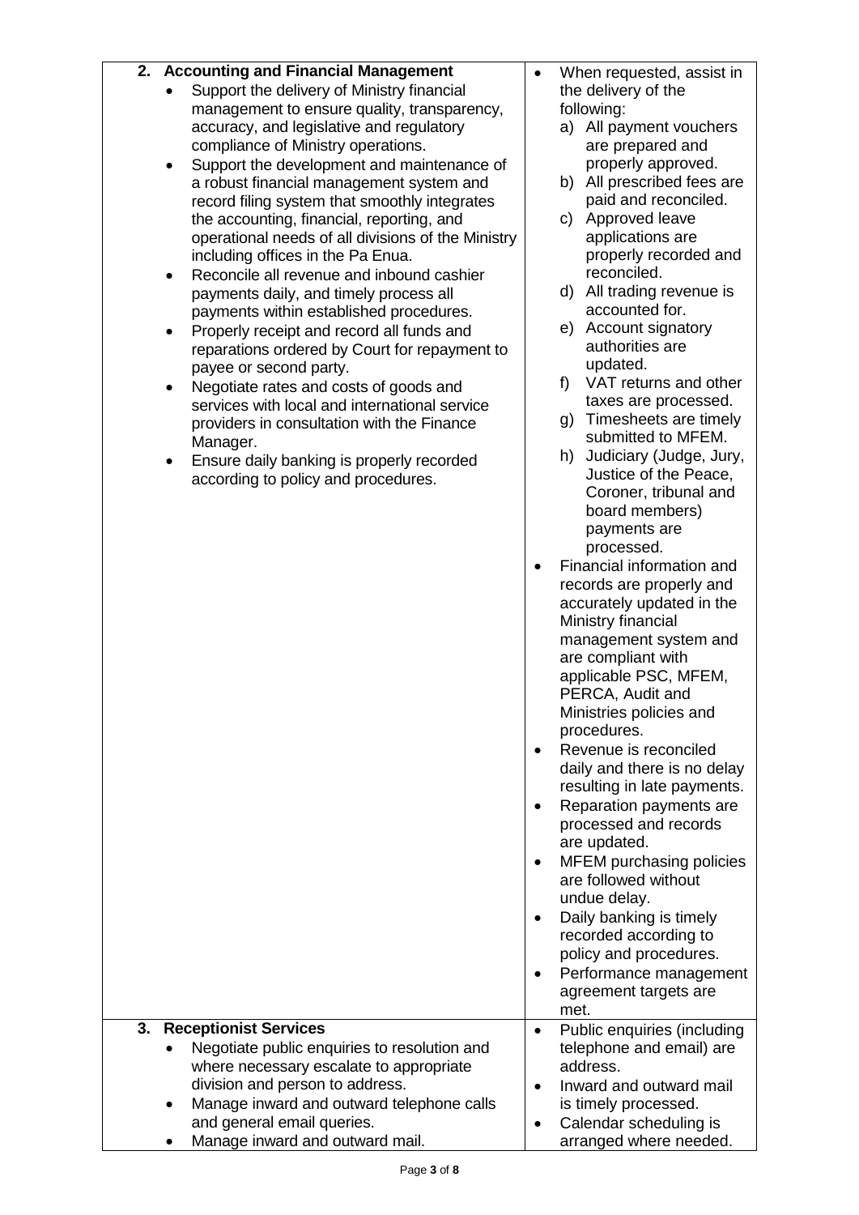| | |
|---|---|
| **2. Accounting and Financial Management**<br>• Support the delivery of Ministry financial management to ensure quality, transparency, accuracy, and legislative and regulatory compliance of Ministry operations.<br>• Support the development and maintenance of a robust financial management system and record filing system that smoothly integrates the accounting, financial, reporting, and operational needs of all divisions of the Ministry including offices in the Pa Enua.<br>• Reconcile all revenue and inbound cashier payments daily, and timely process all payments within established procedures.<br>• Properly receipt and record all funds and reparations ordered by Court for repayment to payee or second party.<br>• Negotiate rates and costs of goods and services with local and international service providers in consultation with the Finance Manager.<br>• Ensure daily banking is properly recorded according to policy and procedures. | • When requested, assist in the delivery of the following:<br>a) All payment vouchers are prepared and properly approved.<br>b) All prescribed fees are paid and reconciled.<br>c) Approved leave applications are properly recorded and reconciled.<br>d) All trading revenue is accounted for.<br>e) Account signatory authorities are updated.<br>f) VAT returns and other taxes are processed.<br>g) Timesheets are timely submitted to MFEM.<br>h) Judiciary (Judge, Jury, Justice of the Peace, Coroner, tribunal and board members) payments are processed.<br>• Financial information and records are properly and accurately updated in the Ministry financial management system and are compliant with applicable PSC, MFEM, PERCA, Audit and Ministries policies and procedures.<br>• Revenue is reconciled daily and there is no delay resulting in late payments.<br>• Reparation payments are processed and records are updated.<br>• MFEM purchasing policies are followed without undue delay.<br>• Daily banking is timely recorded according to policy and procedures.<br>• Performance management agreement targets are met. |
| **3. Receptionist Services**<br>• Negotiate public enquiries to resolution and where necessary escalate to appropriate division and person to address.<br>• Manage inward and outward telephone calls and general email queries.<br>• Manage inward and outward mail. | • Public enquiries (including telephone and email) are address.<br>• Inward and outward mail is timely processed.<br>• Calendar scheduling is arranged where needed. |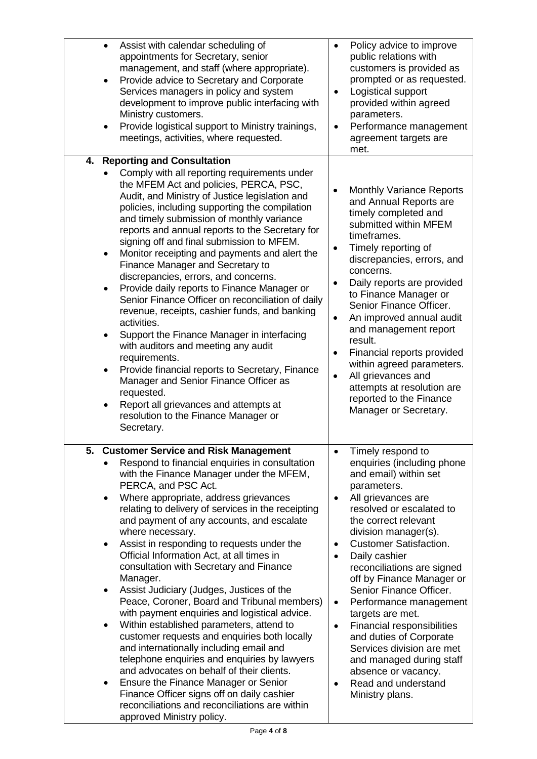| | |
|---|---|
| <ul><li>Assist with calendar scheduling of appointments for Secretary, senior management, and staff (where appropriate).</li><li>Provide advice to Secretary and Corporate Services managers in policy and system development to improve public interfacing with Ministry customers.</li><li>Provide logistical support to Ministry trainings, meetings, activities, where requested.</li></ul> | <ul><li>Policy advice to improve public relations with customers is provided as prompted or as requested.</li><li>Logistical support provided within agreed parameters.</li><li>Performance management agreement targets are met.</li></ul> |
| **4. Reporting and Consultation**<ul><li>Comply with all reporting requirements under the MFEM Act and policies, PERCA, PSC, Audit, and Ministry of Justice legislation and policies, including supporting the compilation and timely submission of monthly variance reports and annual reports to the Secretary for signing off and final submission to MFEM.</li><li>Monitor receipting and payments and alert the Finance Manager and Secretary to discrepancies, errors, and concerns.</li><li>Provide daily reports to Finance Manager or Senior Finance Officer on reconciliation of daily revenue, receipts, cashier funds, and banking activities.</li><li>Support the Finance Manager in interfacing with auditors and meeting any audit requirements.</li><li>Provide financial reports to Secretary, Finance Manager and Senior Finance Officer as requested.</li><li>Report all grievances and attempts at resolution to the Finance Manager or Secretary.</li></ul> | <ul><li>Monthly Variance Reports and Annual Reports are timely completed and submitted within MFEM timeframes.</li><li>Timely reporting of discrepancies, errors, and concerns.</li><li>Daily reports are provided to Finance Manager or Senior Finance Officer.</li><li>An improved annual audit and management report result.</li><li>Financial reports provided within agreed parameters.</li><li>All grievances and attempts at resolution are reported to the Finance Manager or Secretary.</li></ul> |
| **5. Customer Service and Risk Management**<ul><li>Respond to financial enquiries in consultation with the Finance Manager under the MFEM, PERCA, and PSC Act.</li><li>Where appropriate, address grievances relating to delivery of services in the receipting and payment of any accounts, and escalate where necessary.</li><li>Assist in responding to requests under the Official Information Act, at all times in consultation with Secretary and Finance Manager.</li><li>Assist Judiciary (Judges, Justices of the Peace, Coroner, Board and Tribunal members) with payment enquiries and logistical advice.</li><li>Within established parameters, attend to customer requests and enquiries both locally and internationally including email and telephone enquiries and enquiries by lawyers and advocates on behalf of their clients.</li><li>Ensure the Finance Manager or Senior Finance Officer signs off on daily cashier reconciliations and reconciliations are within approved Ministry policy.</li></ul> | <ul><li>Timely respond to enquiries (including phone and email) within set parameters.</li><li>All grievances are resolved or escalated to the correct relevant division manager(s).</li><li>Customer Satisfaction.</li><li>Daily cashier reconciliations are signed off by Finance Manager or Senior Finance Officer.</li><li>Performance management targets are met.</li><li>Financial responsibilities and duties of Corporate Services division are met and managed during staff absence or vacancy.</li><li>Read and understand Ministry plans.</li></ul> |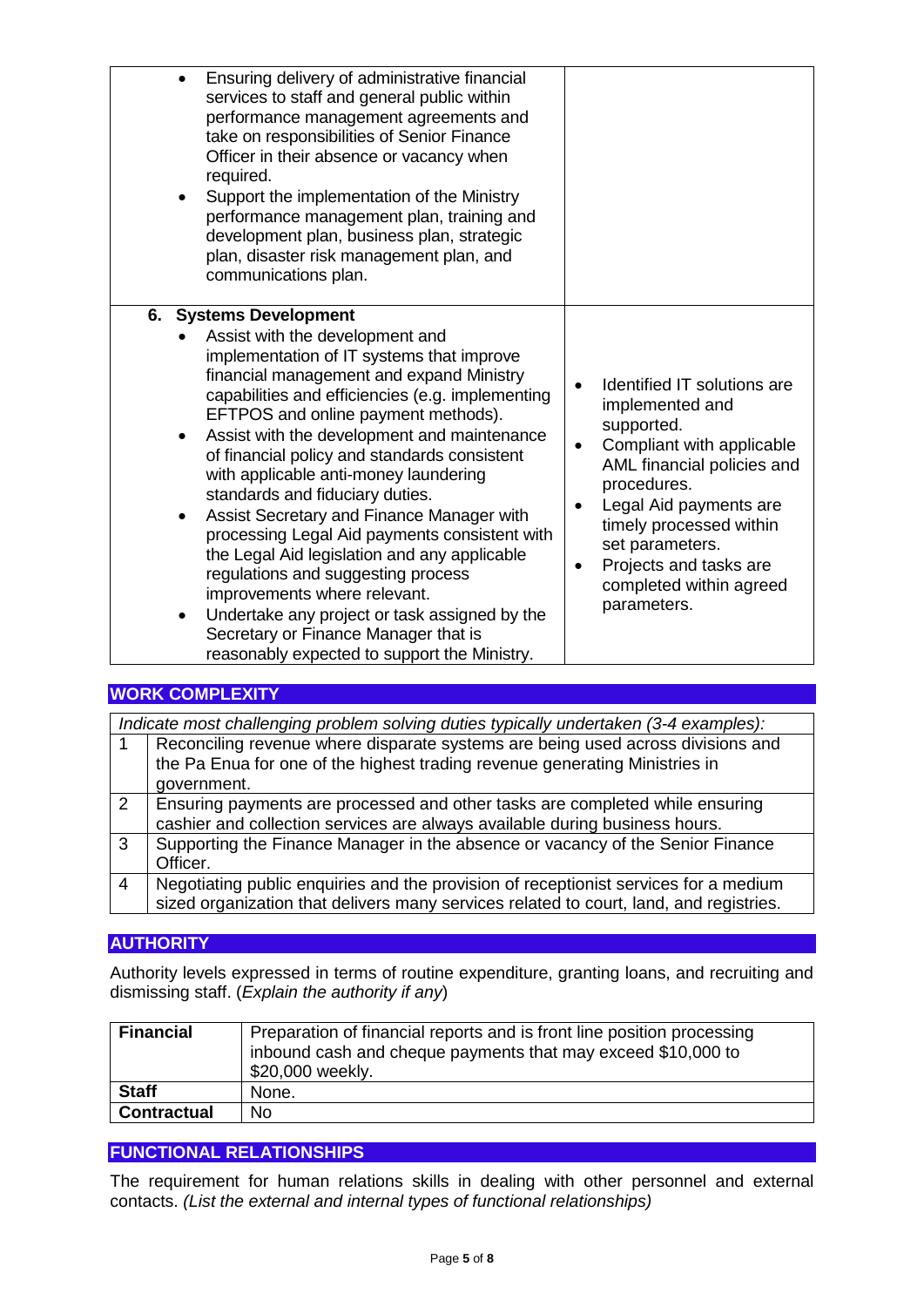| | |
|---|---|
| • Ensuring delivery of administrative financial services to staff and general public within performance management agreements and take on responsibilities of Senior Finance Officer in their absence or vacancy when required.<br>• Support the implementation of the Ministry performance management plan, training and development plan, business plan, strategic plan, disaster risk management plan, and communications plan. | |
| **6. Systems Development**<br>• Assist with the development and implementation of IT systems that improve financial management and expand Ministry capabilities and efficiencies (e.g. implementing EFTPOS and online payment methods).<br>• Assist with the development and maintenance of financial policy and standards consistent with applicable anti-money laundering standards and fiduciary duties.<br>• Assist Secretary and Finance Manager with processing Legal Aid payments consistent with the Legal Aid legislation and any applicable regulations and suggesting process improvements where relevant.<br>• Undertake any project or task assigned by the Secretary or Finance Manager that is reasonably expected to support the Ministry. | • Identified IT solutions are implemented and supported.<br>• Compliant with applicable AML financial policies and procedures.<br>• Legal Aid payments are timely processed within set parameters.<br>• Projects and tasks are completed within agreed parameters. |

## WORK COMPLEXITY

| *Indicate most challenging problem solving duties typically undertaken (3-4 examples):* | |
|---|---|
| 1 | Reconciling revenue where disparate systems are being used across divisions and the Pa Enua for one of the highest trading revenue generating Ministries in government. |
| 2 | Ensuring payments are processed and other tasks are completed while ensuring cashier and collection services are always available during business hours. |
| 3 | Supporting the Finance Manager in the absence or vacancy of the Senior Finance Officer. |
| 4 | Negotiating public enquiries and the provision of receptionist services for a medium sized organization that delivers many services related to court, land, and registries. |

## AUTHORITY

Authority levels expressed in terms of routine expenditure, granting loans, and recruiting and dismissing staff. (*Explain the authority if any*)

| | |
|---|---|
| **Financial** | Preparation of financial reports and is front line position processing inbound cash and cheque payments that may exceed $10,000 to $20,000 weekly. |
| **Staff** | None. |
| **Contractual** | No |

## FUNCTIONAL RELATIONSHIPS

The requirement for human relations skills in dealing with other personnel and external contacts. *(List the external and internal types of functional relationships)*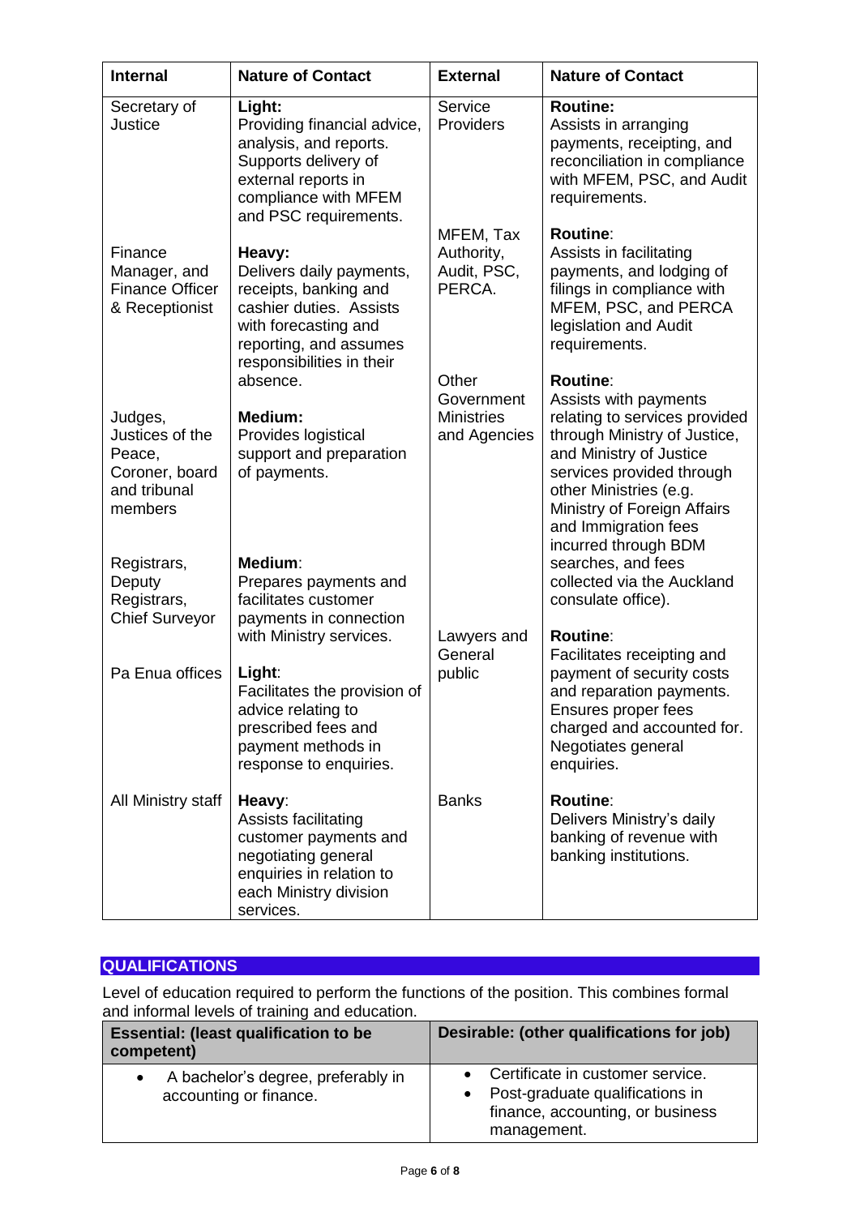| Internal | Nature of Contact | External | Nature of Contact |
|---|---|---|---|
| Secretary of Justice | **Light:** Providing financial advice, analysis, and reports. Supports delivery of external reports in compliance with MFEM and PSC requirements. | Service Providers | **Routine:** Assists in arranging payments, receipting, and reconciliation in compliance with MFEM, PSC, and Audit requirements. |
| Finance Manager, and Finance Officer & Receptionist | **Heavy:** Delivers daily payments, receipts, banking and cashier duties. Assists with forecasting and reporting, and assumes responsibilities in their absence. | MFEM, Tax Authority, Audit, PSC, PERCA. | **Routine**: Assists in facilitating payments, and lodging of filings in compliance with MFEM, PSC, and PERCA legislation and Audit requirements. |
| Judges, Justices of the Peace, Coroner, board and tribunal members | **Medium:** Provides logistical support and preparation of payments. | Other Government Ministries and Agencies | **Routine**: Assists with payments relating to services provided through Ministry of Justice, and Ministry of Justice services provided through other Ministries (e.g. Ministry of Foreign Affairs and Immigration fees incurred through BDM searches, and fees collected via the Auckland consulate office). |
| Registrars, Deputy Registrars, Chief Surveyor | **Medium**: Prepares payments and facilitates customer payments in connection with Ministry services. | | |
| Pa Enua offices | **Light**: Facilitates the provision of advice relating to prescribed fees and payment methods in response to enquiries. | Lawyers and General public | **Routine**: Facilitates receipting and payment of security costs and reparation payments. Ensures proper fees charged and accounted for. Negotiates general enquiries. |
| All Ministry staff | **Heavy**: Assists facilitating customer payments and negotiating general enquiries in relation to each Ministry division services. | Banks | **Routine**: Delivers Ministry's daily banking of revenue with banking institutions. |

## QUALIFICATIONS

Level of education required to perform the functions of the position. This combines formal and informal levels of training and education.

| Essential: (least qualification to be competent) | Desirable: (other qualifications for job) |
|---|---|
| • A bachelor's degree, preferably in accounting or finance. | • Certificate in customer service.<br>• Post-graduate qualifications in finance, accounting, or business management. |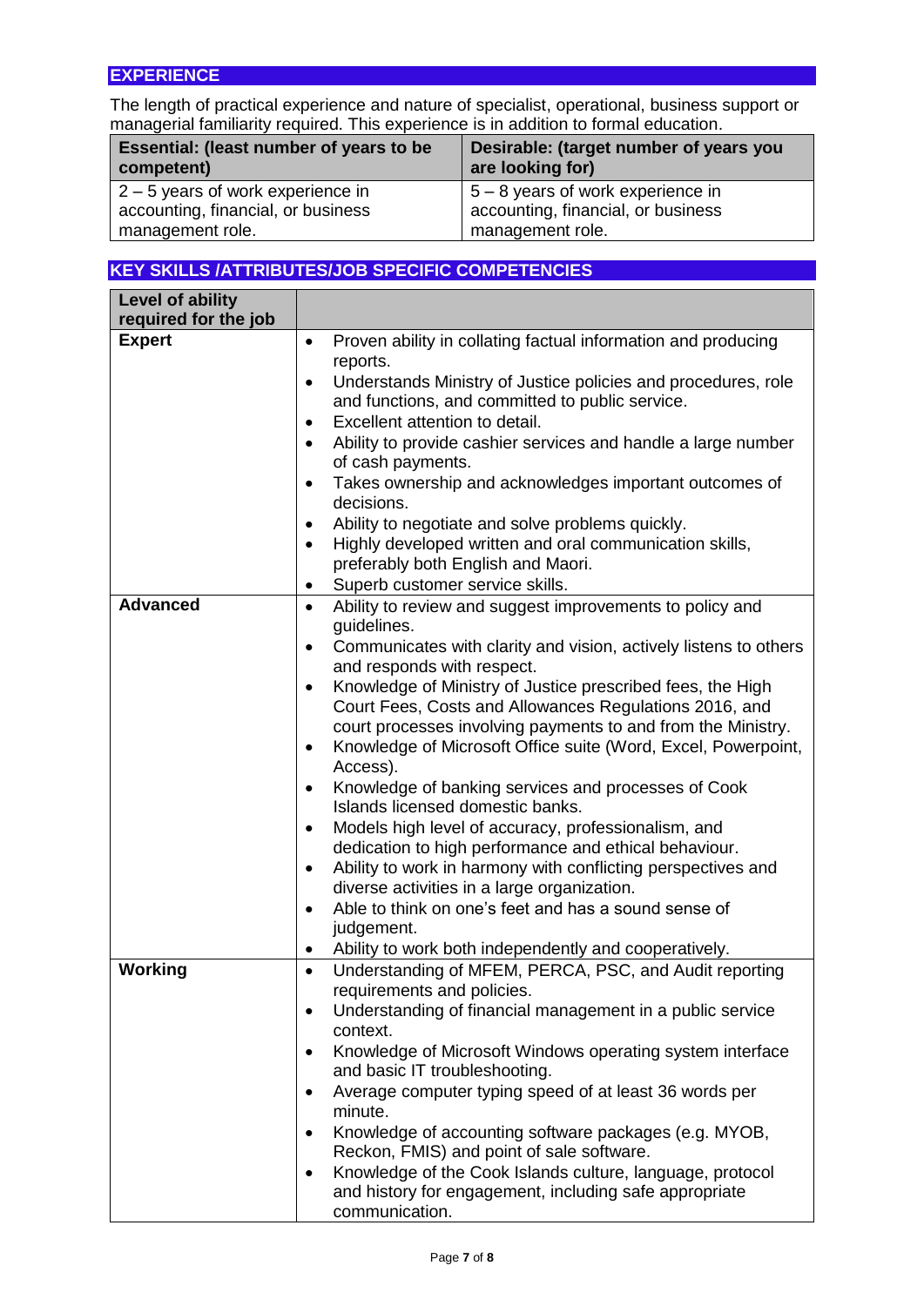## EXPERIENCE

The length of practical experience and nature of specialist, operational, business support or managerial familiarity required. This experience is in addition to formal education.

| Essential: (least number of years to be competent) | Desirable: (target number of years you are looking for) |
|---|---|
| 2 – 5 years of work experience in accounting, financial, or business management role. | 5 – 8 years of work experience in accounting, financial, or business management role. |

## KEY SKILLS /ATTRIBUTES/JOB SPECIFIC COMPETENCIES

| Level of ability required for the job | |
|---|---|
| **Expert** | • Proven ability in collating factual information and producing reports.<br>• Understands Ministry of Justice policies and procedures, role and functions, and committed to public service.<br>• Excellent attention to detail.<br>• Ability to provide cashier services and handle a large number of cash payments.<br>• Takes ownership and acknowledges important outcomes of decisions.<br>• Ability to negotiate and solve problems quickly.<br>• Highly developed written and oral communication skills, preferably both English and Maori.<br>• Superb customer service skills. |
| **Advanced** | • Ability to review and suggest improvements to policy and guidelines.<br>• Communicates with clarity and vision, actively listens to others and responds with respect.<br>• Knowledge of Ministry of Justice prescribed fees, the High Court Fees, Costs and Allowances Regulations 2016, and court processes involving payments to and from the Ministry.<br>• Knowledge of Microsoft Office suite (Word, Excel, Powerpoint, Access).<br>• Knowledge of banking services and processes of Cook Islands licensed domestic banks.<br>• Models high level of accuracy, professionalism, and dedication to high performance and ethical behaviour.<br>• Ability to work in harmony with conflicting perspectives and diverse activities in a large organization.<br>• Able to think on one's feet and has a sound sense of judgement.<br>• Ability to work both independently and cooperatively. |
| **Working** | • Understanding of MFEM, PERCA, PSC, and Audit reporting requirements and policies.<br>• Understanding of financial management in a public service context.<br>• Knowledge of Microsoft Windows operating system interface and basic IT troubleshooting.<br>• Average computer typing speed of at least 36 words per minute.<br>• Knowledge of accounting software packages (e.g. MYOB, Reckon, FMIS) and point of sale software.<br>• Knowledge of the Cook Islands culture, language, protocol and history for engagement, including safe appropriate communication. |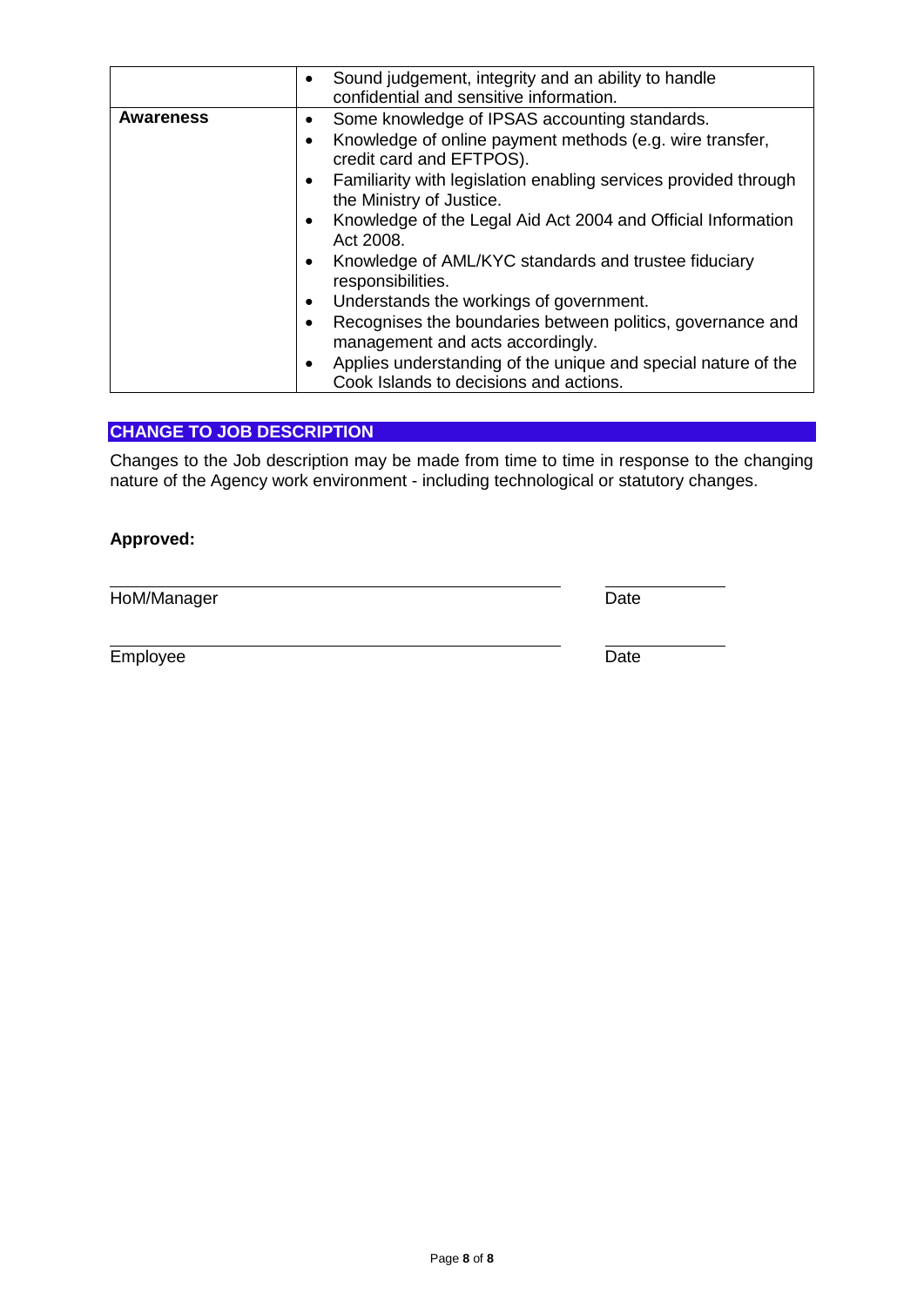| | |
|---|---|
| | • Sound judgement, integrity and an ability to handle confidential and sensitive information. |
| **Awareness** | • Some knowledge of IPSAS accounting standards.<br>• Knowledge of online payment methods (e.g. wire transfer, credit card and EFTPOS).<br>• Familiarity with legislation enabling services provided through the Ministry of Justice.<br>• Knowledge of the Legal Aid Act 2004 and Official Information Act 2008.<br>• Knowledge of AML/KYC standards and trustee fiduciary responsibilities.<br>• Understands the workings of government.<br>• Recognises the boundaries between politics, governance and management and acts accordingly.<br>• Applies understanding of the unique and special nature of the Cook Islands to decisions and actions. |

## CHANGE TO JOB DESCRIPTION

Changes to the Job description may be made from time to time in response to the changing nature of the Agency work environment - including technological or statutory changes.

**Approved:**

\_\_\_\_\_\_\_\_\_\_\_\_\_\_\_\_\_\_\_\_\_\_\_\_\_\_\_\_\_\_\_\_\_\_\_\_\_\_\_\_ \_\_\_\_\_\_\_\_\_\_\_\_

HoM/Manager Date

\_\_\_\_\_\_\_\_\_\_\_\_\_\_\_\_\_\_\_\_\_\_\_\_\_\_\_\_\_\_\_\_\_\_\_\_\_\_\_\_ \_\_\_\_\_\_\_\_\_\_\_\_

Employee Date